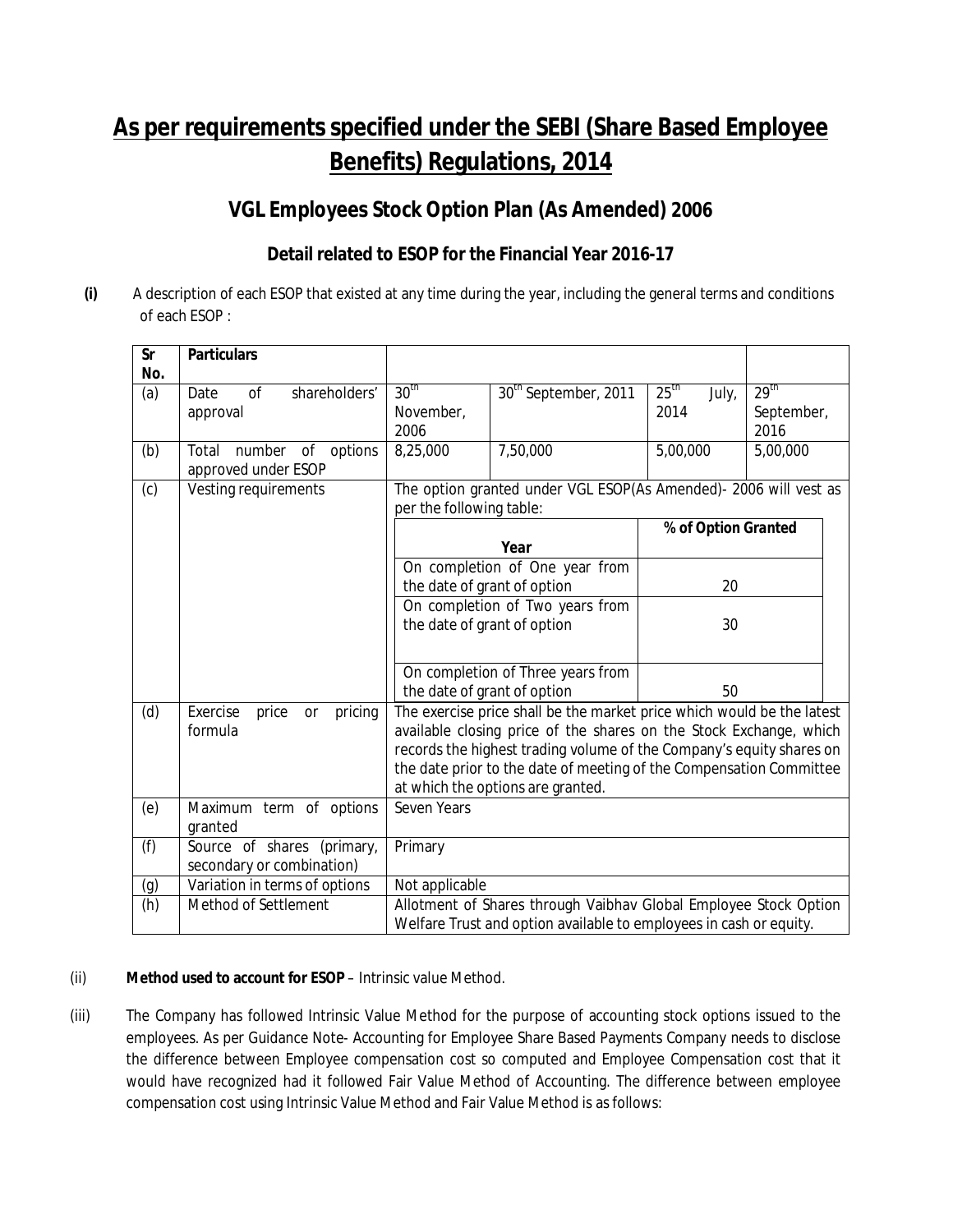# As per requirements specified under the SEBI (Share Based Employee Benefits) Regulations, 2014

## VGL Employees Stock Option Plan (As Amended) 2006

### Detail related to ESOP for the Financial Year 2016-17

**(i)** A description of each ESOP that existed at any time during the year, including the general terms and conditions of each ESOP :

| Sr No. | Particulars | | | | |
|---|---|---|---|---|---|
| (a) | Date of shareholders' approval | 30th November, 2006 | 30th September, 2011 | 25th July, 2014 | 29th September, 2016 |
| (b) | Total number of options approved under ESOP | 8,25,000 | 7,50,000 | 5,00,000 | 5,00,000 |
| (c) | Vesting requirements | The option granted under VGL ESOP(As Amended)- 2006 will vest as per the following table: | | | |
| | | **Year** | | **% of Option Granted** | |
| | | On completion of One year from the date of grant of option | | 20 | |
| | | On completion of Two years from the date of grant of option | | 30 | |
| | | On completion of Three years from the date of grant of option | | 50 | |
| (d) | Exercise price or pricing formula | The exercise price shall be the market price which would be the latest available closing price of the shares on the Stock Exchange, which records the highest trading volume of the Company's equity shares on the date prior to the date of meeting of the Compensation Committee at which the options are granted. | | | |
| (e) | Maximum term of options granted | Seven Years | | | |
| (f) | Source of shares (primary, secondary or combination) | Primary | | | |
| (g) | Variation in terms of options | Not applicable | | | |
| (h) | Method of Settlement | Allotment of Shares through Vaibhav Global Employee Stock Option Welfare Trust and option available to employees in cash or equity. | | | |

(ii) **Method used to account for ESOP** – Intrinsic value Method.

(iii) The Company has followed Intrinsic Value Method for the purpose of accounting stock options issued to the employees. As per Guidance Note- Accounting for Employee Share Based Payments Company needs to disclose the difference between Employee compensation cost so computed and Employee Compensation cost that it would have recognized had it followed Fair Value Method of Accounting. The difference between employee compensation cost using Intrinsic Value Method and Fair Value Method is as follows: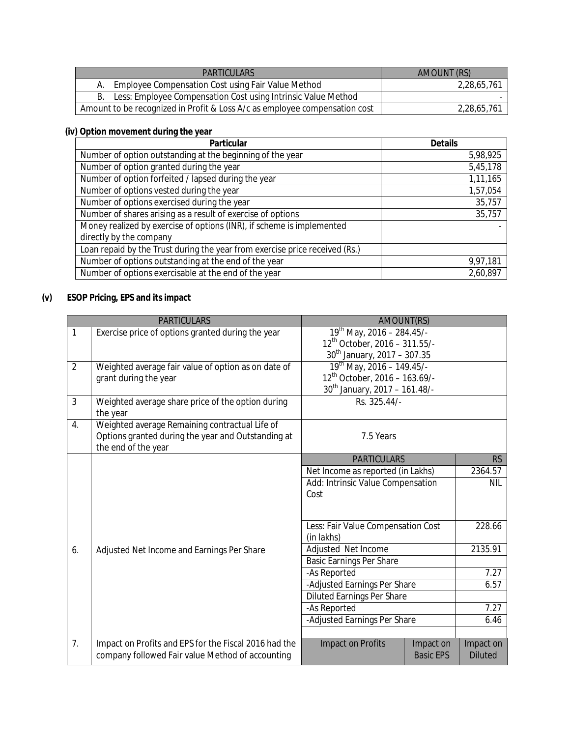| PARTICULARS | AMOUNT (RS) |
|---|---|
| A. Employee Compensation Cost using Fair Value Method | 2,28,65,761 |
| B. Less: Employee Compensation Cost using Intrinsic Value Method | - |
| Amount to be recognized in Profit & Loss A/c as employee compensation cost | 2,28,65,761 |

**(iv) Option movement during the year**

| Particular | Details |
|---|---|
| Number of option outstanding at the beginning of the year | 5,98,925 |
| Number of option granted during the year | 5,45,178 |
| Number of option forfeited / lapsed during the year | 1,11,165 |
| Number of options vested during the year | 1,57,054 |
| Number of options exercised during the year | 35,757 |
| Number of shares arising as a result of exercise of options | 35,757 |
| Money realized by exercise of options (INR), if scheme is implemented directly by the company | - |
| Loan repaid by the Trust during the year from exercise price received (Rs.) | |
| Number of options outstanding at the end of the year | 9,97,181 |
| Number of options exercisable at the end of the year | 2,60,897 |

**(v) ESOP Pricing, EPS and its impact**

| | PARTICULARS | AMOUNT(RS) | | |
|---|---|---|---|---|
| 1 | Exercise price of options granted during the year | 19th May, 2016 – 284.45/-<br>12th October, 2016 – 311.55/-<br>30th January, 2017 – 307.35 | | |
| 2 | Weighted average fair value of option as on date of grant during the year | 19th May, 2016 – 149.45/-<br>12th October, 2016 – 163.69/-<br>30th January, 2017 – 161.48/- | | |
| 3 | Weighted average share price of the option during the year | Rs. 325.44/- | | |
| 4. | Weighted average Remaining contractual Life of Options granted during the year and Outstanding at the end of the year | 7.5 Years | | |
| 6. | Adjusted Net Income and Earnings Per Share | PARTICULARS | | RS |
| | | Net Income as reported (in Lakhs) | | 2364.57 |
| | | Add: Intrinsic Value Compensation Cost | | NIL |
| | | Less: Fair Value Compensation Cost (in lakhs) | | 228.66 |
| | | Adjusted Net Income | | 2135.91 |
| | | Basic Earnings Per Share | | |
| | | -As Reported | | 7.27 |
| | | -Adjusted Earnings Per Share | | 6.57 |
| | | Diluted Earnings Per Share | | |
| | | -As Reported | | 7.27 |
| | | -Adjusted Earnings Per Share | | 6.46 |
| 7. | Impact on Profits and EPS for the Fiscal 2016 had the company followed Fair value Method of accounting | Impact on Profits | Impact on Basic EPS | Impact on Diluted |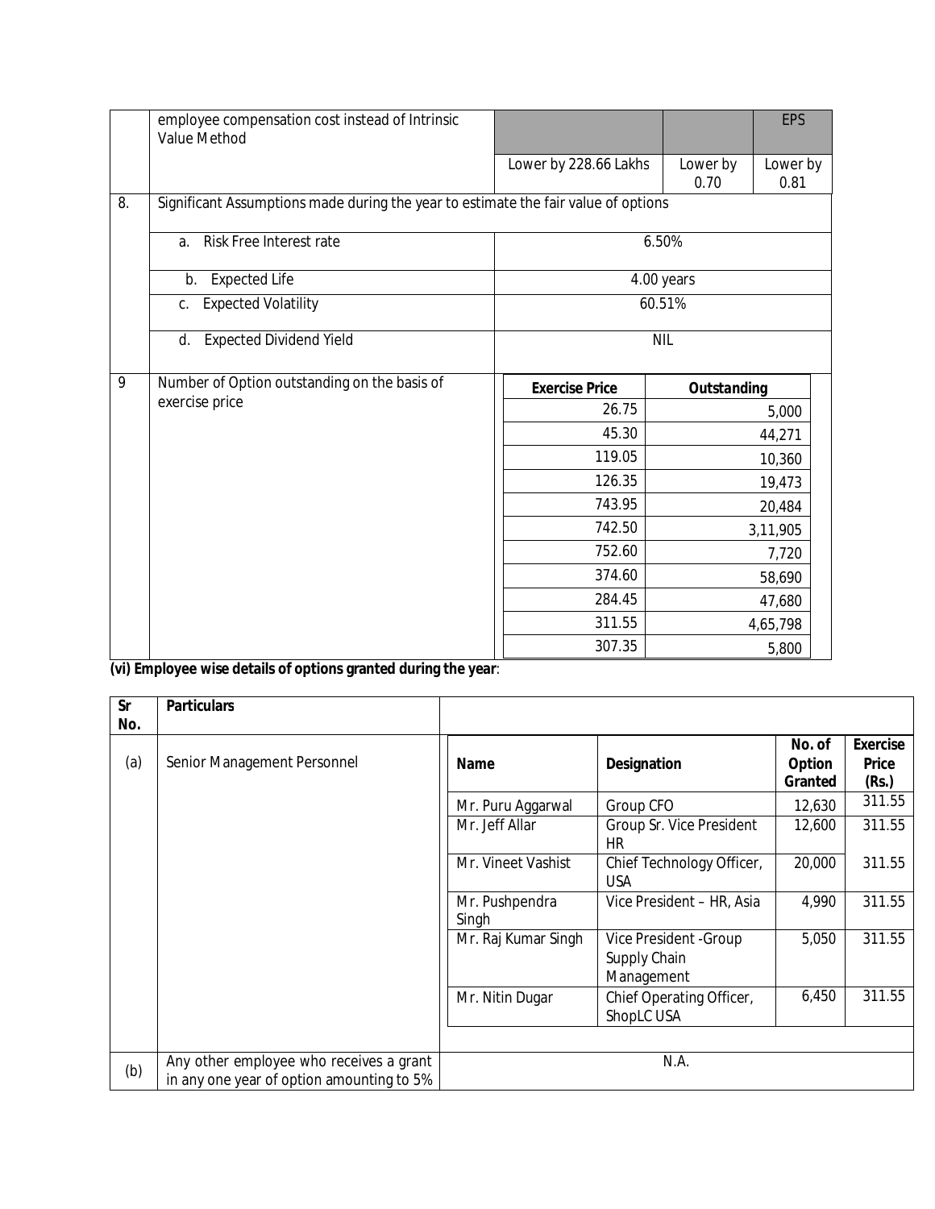|  | employee compensation cost instead of Intrinsic Value Method |  |  | EPS |
|---|---|---|---|---|
|  |  | Lower by 228.66 Lakhs | Lower by 0.70 | Lower by 0.81 |
| 8. | Significant Assumptions made during the year to estimate the fair value of options |  |  |  |
|  | a. Risk Free Interest rate | 6.50% |  |  |
|  | b. Expected Life | 4.00 years |  |  |
|  | c. Expected Volatility | 60.51% |  |  |
|  | d. Expected Dividend Yield | NIL |  |  |
| 9 | Number of Option outstanding on the basis of exercise price | **Exercise Price** | **Outstanding** |  |
|  |  | 26.75 | 5,000 |  |
|  |  | 45.30 | 44,271 |  |
|  |  | 119.05 | 10,360 |  |
|  |  | 126.35 | 19,473 |  |
|  |  | 743.95 | 20,484 |  |
|  |  | 742.50 | 3,11,905 |  |
|  |  | 752.60 | 7,720 |  |
|  |  | 374.60 | 58,690 |  |
|  |  | 284.45 | 47,680 |  |
|  |  | 311.55 | 4,65,798 |  |
|  |  | 307.35 | 5,800 |  |

**(vi) Employee wise details of options granted during the year**:

| Sr No. | Particulars |  |  |  |  |
|---|---|---|---|---|---|
| (a) | Senior Management Personnel | **Name** | **Designation** | **No. of Option Granted** | **Exercise Price (Rs.)** |
|  |  | Mr. Puru Aggarwal | Group CFO | 12,630 | 311.55 |
|  |  | Mr. Jeff Allar | Group Sr. Vice President HR | 12,600 | 311.55 |
|  |  | Mr. Vineet Vashist | Chief Technology Officer, USA | 20,000 | 311.55 |
|  |  | Mr. Pushpendra Singh | Vice President – HR, Asia | 4,990 | 311.55 |
|  |  | Mr. Raj Kumar Singh | Vice President -Group Supply Chain Management | 5,050 | 311.55 |
|  |  | Mr. Nitin Dugar | Chief Operating Officer, ShopLC USA | 6,450 | 311.55 |
| (b) | Any other employee who receives a grant in any one year of option amounting to 5% | N.A. |  |  |  |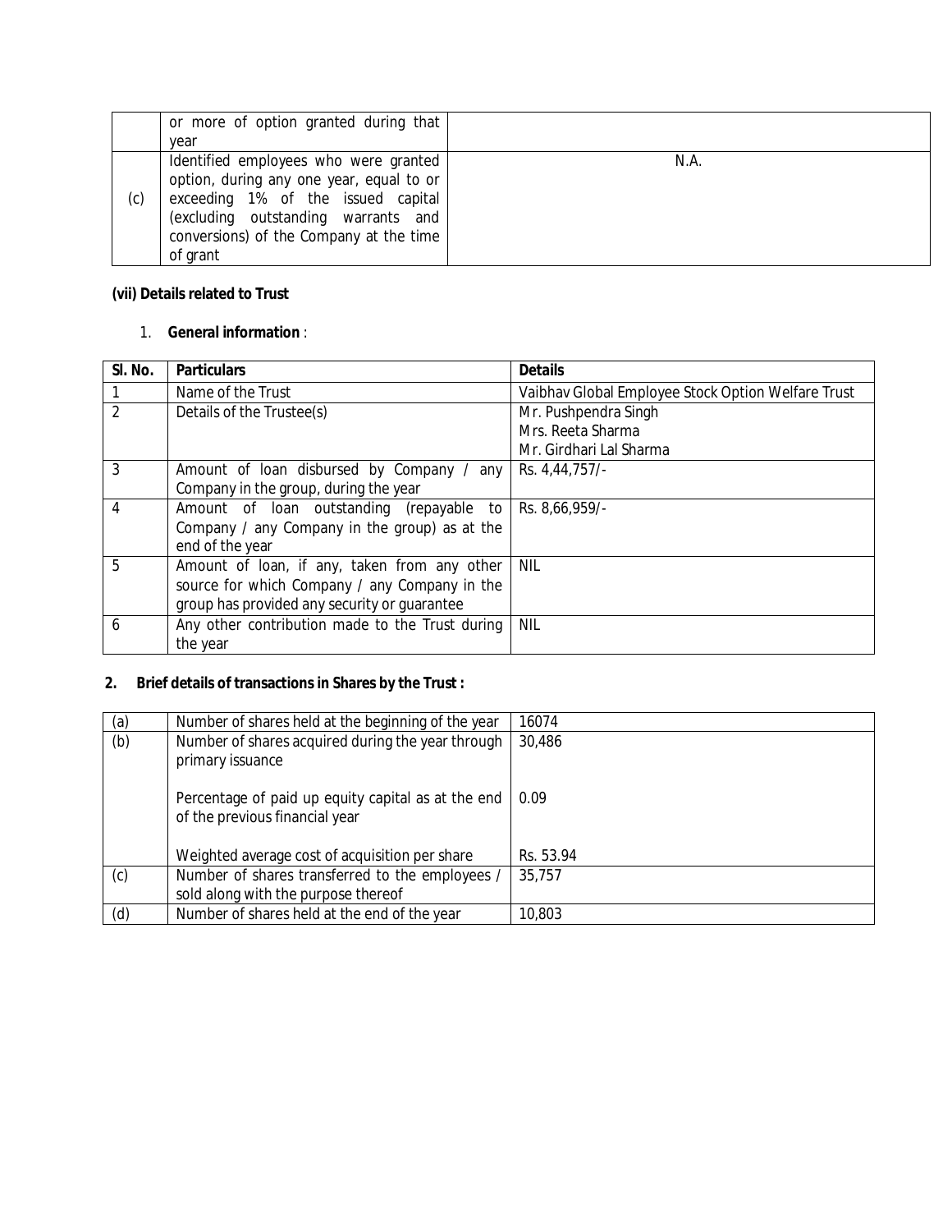| | | |
|---|---|---|
| | or more of option granted during that year | |
| (c) | Identified employees who were granted option, during any one year, equal to or exceeding 1% of the issued capital (excluding outstanding warrants and conversions) of the Company at the time of grant | N.A. |

**(vii) Details related to Trust**

1. **General information** :

| Sl. No. | Particulars | Details |
|---|---|---|
| 1 | Name of the Trust | Vaibhav Global Employee Stock Option Welfare Trust |
| 2 | Details of the Trustee(s) | Mr. Pushpendra Singh<br>Mrs. Reeta Sharma<br>Mr. Girdhari Lal Sharma |
| 3 | Amount of loan disbursed by Company / any Company in the group, during the year | Rs. 4,44,757/- |
| 4 | Amount of loan outstanding (repayable to Company / any Company in the group) as at the end of the year | Rs. 8,66,959/- |
| 5 | Amount of loan, if any, taken from any other source for which Company / any Company in the group has provided any security or guarantee | NIL |
| 6 | Any other contribution made to the Trust during the year | NIL |

**2. Brief details of transactions in Shares by the Trust :**

| | | |
|---|---|---|
| (a) | Number of shares held at the beginning of the year | 16074 |
| (b) | Number of shares acquired during the year through primary issuance<br><br>Percentage of paid up equity capital as at the end of the previous financial year<br><br>Weighted average cost of acquisition per share | 30,486<br><br>0.09<br><br>Rs. 53.94 |
| (c) | Number of shares transferred to the employees / sold along with the purpose thereof | 35,757 |
| (d) | Number of shares held at the end of the year | 10,803 |